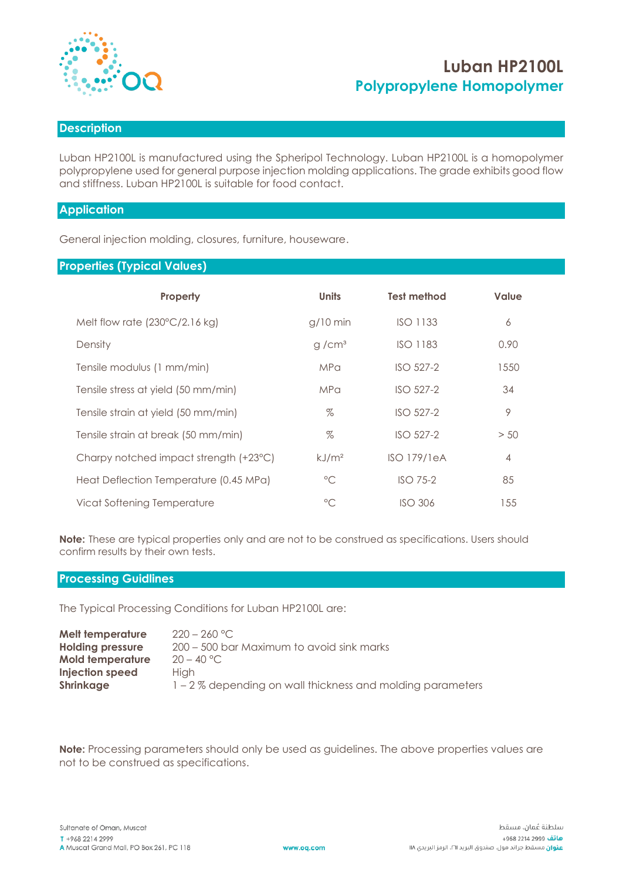# Luban HP2100L

## Polypropylene Homopolymer

## Description

Luban HP2100L is manufactured using the Spheripol Technology. Luban HP2100L is a homopolymer polypropylene used for general purpose injection molding applications. The grade exhibits good flow and stiffness. Luban HP2100L is suitable for food contact.

## Application

General injection molding, closures, furniture, houseware.

## Properties (Typical Values)

| Property | Units | Test method | Value |
|---|---|---|---|
| Melt flow rate (230°C/2.16 kg) | g/10 min | ISO 1133 | 6 |
| Density | g /cm³ | ISO 1183 | 0.90 |
| Tensile modulus (1 mm/min) | MPa | ISO 527-2 | 1550 |
| Tensile stress at yield (50 mm/min) | MPa | ISO 527-2 | 34 |
| Tensile strain at yield (50 mm/min) | % | ISO 527-2 | 9 |
| Tensile strain at break (50 mm/min) | % | ISO 527-2 | > 50 |
| Charpy notched impact strength (+23°C) | kJ/m² | ISO 179/1eA | 4 |
| Heat Deflection Temperature (0.45 MPa) | °C | ISO 75-2 | 85 |
| Vicat Softening Temperature | °C | ISO 306 | 155 |

**Note:** These are typical properties only and are not to be construed as specifications. Users should confirm results by their own tests.

## Processing Guidlines

The Typical Processing Conditions for Luban HP2100L are:

| | |
|---|---|
| **Melt temperature** | 220 – 260 °C |
| **Holding pressure** | 200 – 500 bar Maximum to avoid sink marks |
| **Mold temperature** | 20 – 40 °C |
| **Injection speed** | High |
| **Shrinkage** | 1 – 2 % depending on wall thickness and molding parameters |

**Note:** Processing parameters should only be used as guidelines. The above properties values are not to be construed as specifications.

Sultanate of Oman, Muscat
T +968 2214 2999
A Muscat Grand Mall, PO Box 261, PC 118

www.oq.com

سلطنة عُمان، مسقط
هاتف 2999 2214 968+
عنوان مسقط جراند مول، صندوق البريد ٢٦١، الرمز البريدي ١١٨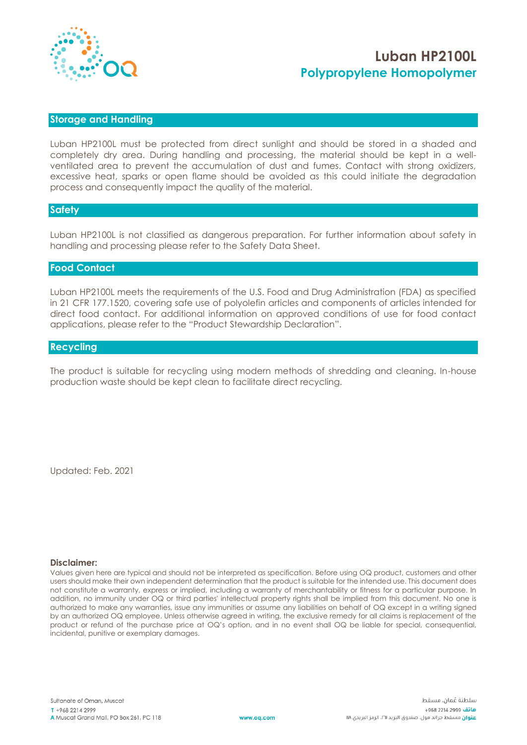# Luban HP2100L

## Polypropylene Homopolymer

## Storage and Handling

Luban HP2100L must be protected from direct sunlight and should be stored in a shaded and completely dry area. During handling and processing, the material should be kept in a well-ventilated area to prevent the accumulation of dust and fumes. Contact with strong oxidizers, excessive heat, sparks or open flame should be avoided as this could initiate the degradation process and consequently impact the quality of the material.

## Safety

Luban HP2100L is not classified as dangerous preparation. For further information about safety in handling and processing please refer to the Safety Data Sheet.

## Food Contact

Luban HP2100L meets the requirements of the U.S. Food and Drug Administration (FDA) as specified in 21 CFR 177.1520, covering safe use of polyolefin articles and components of articles intended for direct food contact. For additional information on approved conditions of use for food contact applications, please refer to the "Product Stewardship Declaration".

## Recycling

The product is suitable for recycling using modern methods of shredding and cleaning. In-house production waste should be kept clean to facilitate direct recycling.

Updated: Feb. 2021

**Disclaimer:**

Values given here are typical and should not be interpreted as specification. Before using OQ product, customers and other users should make their own independent determination that the product is suitable for the intended use. This document does not constitute a warranty, express or implied, including a warranty of merchantability or fitness for a particular purpose. In addition, no immunity under OQ or third parties' intellectual property rights shall be implied from this document. No one is authorized to make any warranties, issue any immunities or assume any liabilities on behalf of OQ except in a writing signed by an authorized OQ employee. Unless otherwise agreed in writing, the exclusive remedy for all claims is replacement of the product or refund of the purchase price at OQ's option, and in no event shall OQ be liable for special, consequential, incidental, punitive or exemplary damages.